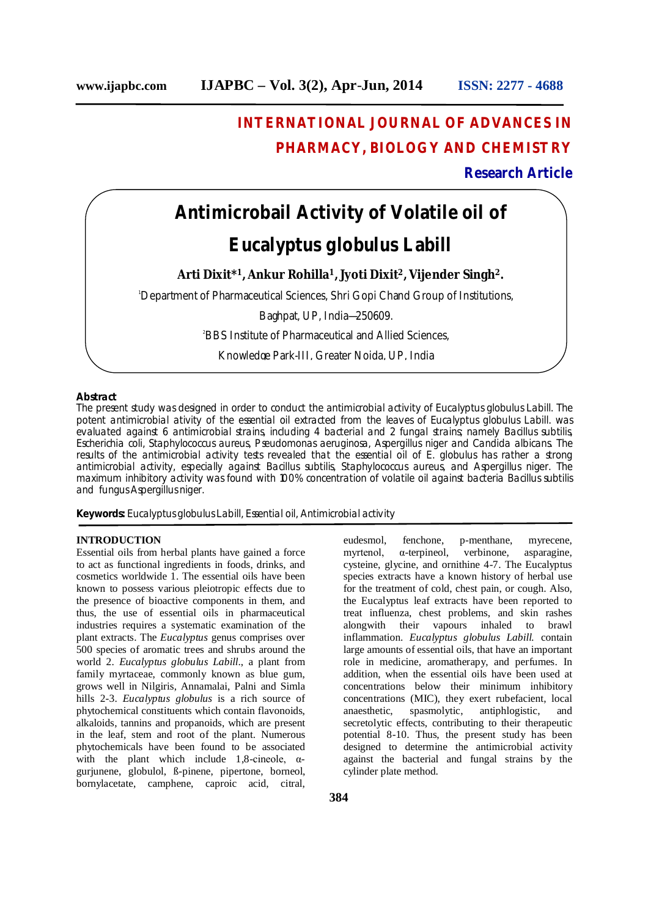# INTERNATIONAL JOURNAL OF ADVANCES IN PHARMACY, BIOLOGY AND CHEMISTRY

**Research Article**

# Antimicrobail Activity of Volatile oil of Eucalyptus globulus Labill

**Arti Dixit*[1], Ankur Rohilla[1], Jyoti Dixit[2], Vijender Singh[2].**

[1]Department of Pharmaceutical Sciences, Shri Gopi Chand Group of Institutions, Baghpat, UP, India—250609.

[2]BBS Institute of Pharmaceutical and Allied Sciences, Knowledge Park-III, Greater Noida, UP, India

**Abstract**

The present study was designed in order to conduct the antimicrobial activity of Eucalyptus globulus Labill. The potent antimicrobial ativity of the essential oil extracted from the leaves of Eucalyptus globulus Labill. was evaluated against 6 antimicrobial strains, including 4 bacterial and 2 fungal strains; namely Bacillus subtilis, Escherichia coli, Staphylococcus aureus, Pseudomonas aeruginosa, Aspergillus niger and Candida albicans. The results of the antimicrobial activity tests revealed that the essential oil of E. globulus has rather a strong antimicrobial activity, especially against Bacillus subtilis, Staphylococcus aureus, and Aspergillus niger. The maximum inhibitory activity was found with 100% concentration of volatile oil against bacteria Bacillus subtilis and fungus Aspergillus niger.

**Keywords:** Eucalyptus globulus Labill, Essential oil, Antimicrobial activity

## INTRODUCTION

Essential oils from herbal plants have gained a force to act as functional ingredients in foods, drinks, and cosmetics worldwide 1. The essential oils have been known to possess various pleiotropic effects due to the presence of bioactive components in them, and thus, the use of essential oils in pharmaceutical industries requires a systematic examination of the plant extracts. The *Eucalyptus* genus comprises over 500 species of aromatic trees and shrubs around the world 2. *Eucalyptus globulus Labill*., a plant from family myrtaceae, commonly known as blue gum, grows well in Nilgiris, Annamalai, Palni and Simla hills 2-3. *Eucalyptus globulus* is a rich source of phytochemical constituents which contain flavonoids, alkaloids, tannins and propanoids, which are present in the leaf, stem and root of the plant. Numerous phytochemicals have been found to be associated with the plant which include 1,8-cineole, α-gurjunene, globulol, ß-pinene, pipertone, borneol, bornylacetate, camphene, caproic acid, citral, eudesmol, fenchone, p-menthane, myrecene, myrtenol, α-terpineol, verbinone, asparagine, cysteine, glycine, and ornithine 4-7. The Eucalyptus species extracts have a known history of herbal use for the treatment of cold, chest pain, or cough. Also, the Eucalyptus leaf extracts have been reported to treat influenza, chest problems, and skin rashes alongwith their vapours inhaled to brawl inflammation. *Eucalyptus globulus Labill.* contain large amounts of essential oils, that have an important role in medicine, aromatherapy, and perfumes. In addition, when the essential oils have been used at concentrations below their minimum inhibitory concentrations (MIC), they exert rubefacient, local anaesthetic, spasmolytic, antiphlogistic, and secretolytic effects, contributing to their therapeutic potential 8-10. Thus, the present study has been designed to determine the antimicrobial activity against the bacterial and fungal strains by the cylinder plate method.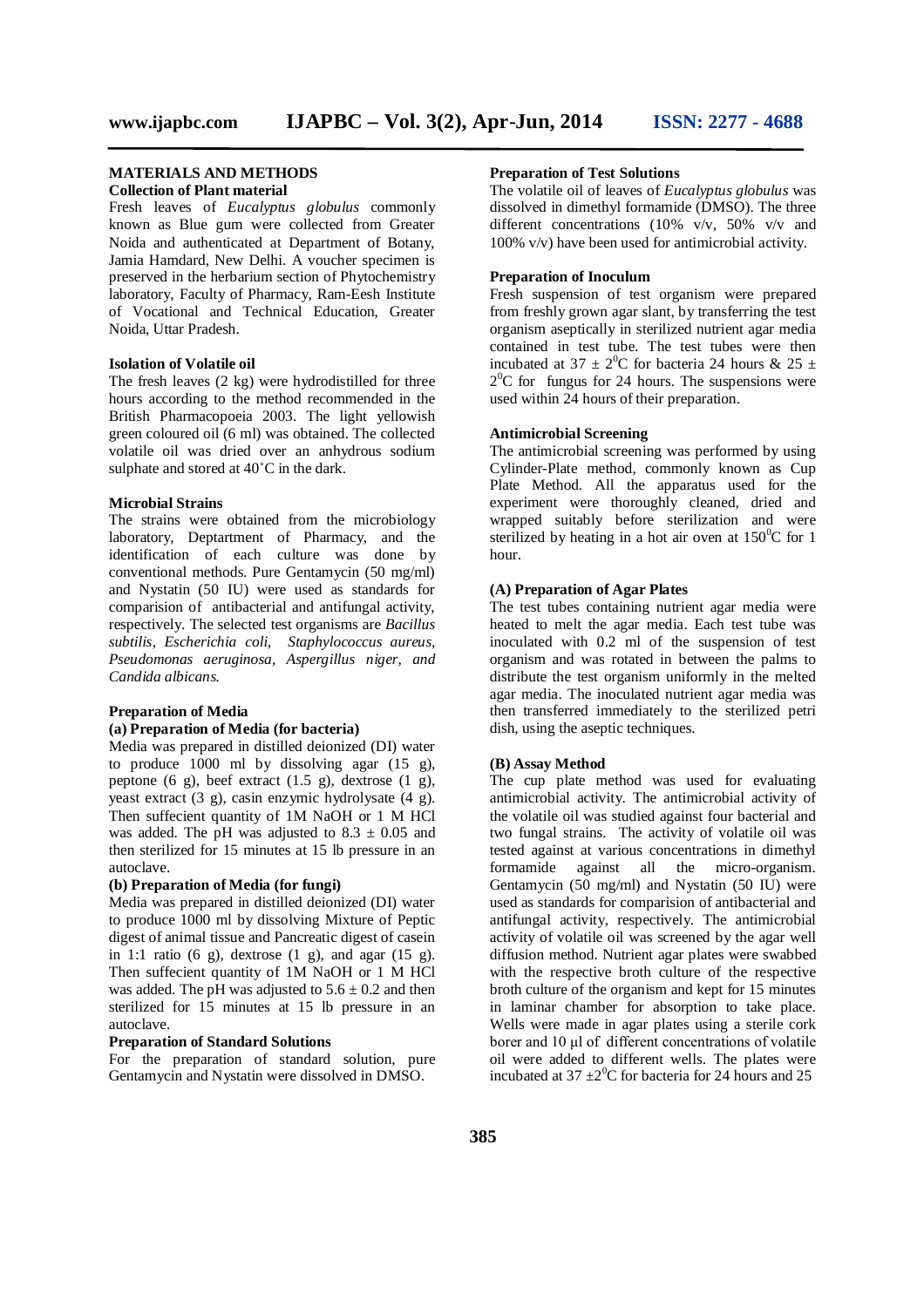## MATERIALS AND METHODS

### Collection of Plant material

Fresh leaves of *Eucalyptus globulus* commonly known as Blue gum were collected from Greater Noida and authenticated at Department of Botany, Jamia Hamdard, New Delhi. A voucher specimen is preserved in the herbarium section of Phytochemistry laboratory, Faculty of Pharmacy, Ram-Eesh Institute of Vocational and Technical Education, Greater Noida, Uttar Pradesh.

### Isolation of Volatile oil

The fresh leaves (2 kg) were hydrodistilled for three hours according to the method recommended in the British Pharmacopoeia 2003. The light yellowish green coloured oil (6 ml) was obtained. The collected volatile oil was dried over an anhydrous sodium sulphate and stored at 40˚C in the dark.

### Microbial Strains

The strains were obtained from the microbiology laboratory, Deptartment of Pharmacy, and the identification of each culture was done by conventional methods. Pure Gentamycin (50 mg/ml) and Nystatin (50 IU) were used as standards for comparision of antibacterial and antifungal activity, respectively. The selected test organisms are *Bacillus subtilis, Escherichia coli, Staphylococcus aureus, Pseudomonas aeruginosa, Aspergillus niger, and Candida albicans.*

### Preparation of Media

#### (a) Preparation of Media (for bacteria)

Media was prepared in distilled deionized (DI) water to produce 1000 ml by dissolving agar (15 g), peptone (6 g), beef extract (1.5 g), dextrose (1 g), yeast extract (3 g), casin enzymic hydrolysate (4 g). Then suffecient quantity of 1M NaOH or 1 M HCl was added. The pH was adjusted to $8.3 \pm 0.05$ and then sterilized for 15 minutes at 15 lb pressure in an autoclave.

#### (b) Preparation of Media (for fungi)

Media was prepared in distilled deionized (DI) water to produce 1000 ml by dissolving Mixture of Peptic digest of animal tissue and Pancreatic digest of casein in 1:1 ratio (6 g), dextrose (1 g), and agar (15 g). Then suffecient quantity of 1M NaOH or 1 M HCl was added. The pH was adjusted to $5.6 \pm 0.2$ and then sterilized for 15 minutes at 15 lb pressure in an autoclave.

### Preparation of Standard Solutions

For the preparation of standard solution, pure Gentamycin and Nystatin were dissolved in DMSO.

### Preparation of Test Solutions

The volatile oil of leaves of *Eucalyptus globulus* was dissolved in dimethyl formamide (DMSO). The three different concentrations (10% v/v, 50% v/v and 100% v/v) have been used for antimicrobial activity.

### Preparation of Inoculum

Fresh suspension of test organism were prepared from freshly grown agar slant, by transferring the test organism aseptically in sterilized nutrient agar media contained in test tube. The test tubes were then incubated at $37 \pm 2^0$C for bacteria 24 hours & $25 \pm 2^0$C for fungus for 24 hours. The suspensions were used within 24 hours of their preparation.

### Antimicrobial Screening

The antimicrobial screening was performed by using Cylinder-Plate method, commonly known as Cup Plate Method. All the apparatus used for the experiment were thoroughly cleaned, dried and wrapped suitably before sterilization and were sterilized by heating in a hot air oven at $150^0$C for 1 hour.

#### (A) Preparation of Agar Plates

The test tubes containing nutrient agar media were heated to melt the agar media. Each test tube was inoculated with 0.2 ml of the suspension of test organism and was rotated in between the palms to distribute the test organism uniformly in the melted agar media. The inoculated nutrient agar media was then transferred immediately to the sterilized petri dish, using the aseptic techniques.

#### (B) Assay Method

The cup plate method was used for evaluating antimicrobial activity. The antimicrobial activity of the volatile oil was studied against four bacterial and two fungal strains. The activity of volatile oil was tested against at various concentrations in dimethyl formamide against all the micro-organism. Gentamycin (50 mg/ml) and Nystatin (50 IU) were used as standards for comparision of antibacterial and antifungal activity, respectively. The antimicrobial activity of volatile oil was screened by the agar well diffusion method. Nutrient agar plates were swabbed with the respective broth culture of the respective broth culture of the organism and kept for 15 minutes in laminar chamber for absorption to take place. Wells were made in agar plates using a sterile cork borer and 10 μl of different concentrations of volatile oil were added to different wells. The plates were incubated at $37 \pm 2^0$C for bacteria for 24 hours and 25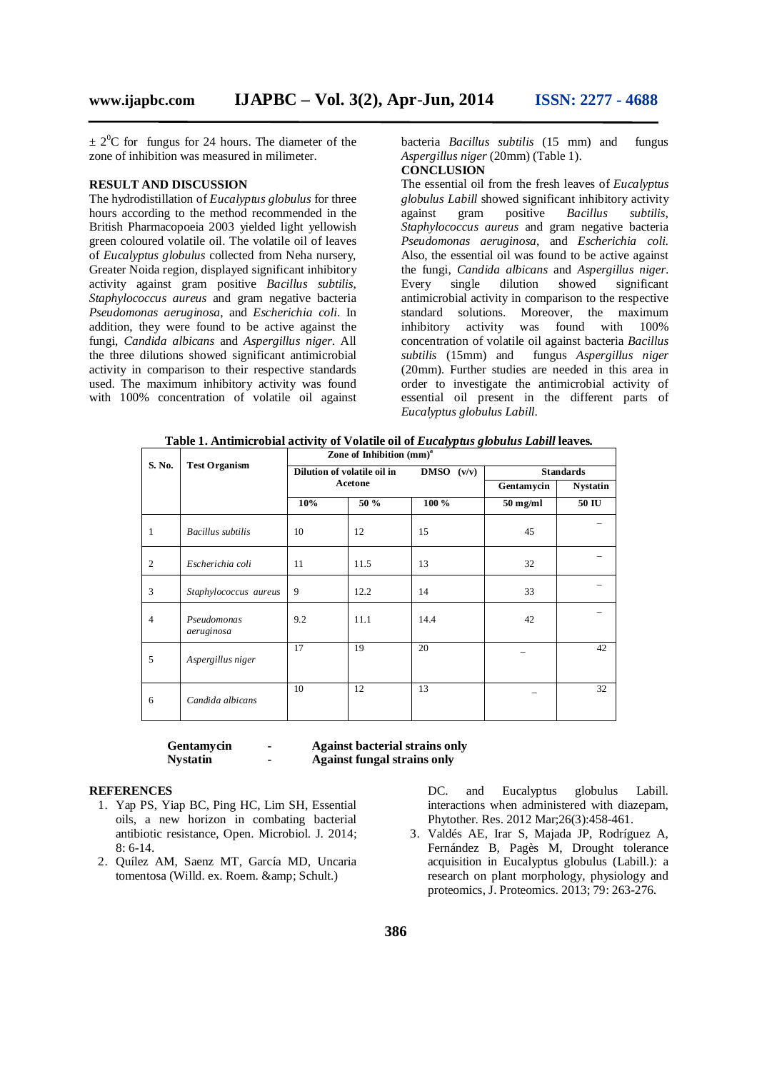± $2^0$C for fungus for 24 hours. The diameter of the zone of inhibition was measured in milimeter.

## RESULT AND DISCUSSION

The hydrodistillation of *Eucalyptus globulus* for three hours according to the method recommended in the British Pharmacopoeia 2003 yielded light yellowish green coloured volatile oil. The volatile oil of leaves of *Eucalyptus globulus* collected from Neha nursery, Greater Noida region, displayed significant inhibitory activity against gram positive *Bacillus subtilis, Staphylococcus aureus* and gram negative bacteria *Pseudomonas aeruginosa*, and *Escherichia coli.* In addition, they were found to be active against the fungi, *Candida albicans* and *Aspergillus niger.* All the three dilutions showed significant antimicrobial activity in comparison to their respective standards used. The maximum inhibitory activity was found with 100% concentration of volatile oil against bacteria *Bacillus subtilis* (15 mm) and fungus *Aspergillus niger* (20mm) (Table 1).

## CONCLUSION

The essential oil from the fresh leaves of *Eucalyptus globulus Labill* showed significant inhibitory activity against gram positive *Bacillus subtilis, Staphylococcus aureus* and gram negative bacteria *Pseudomonas aeruginosa*, and *Escherichia coli.* Also, the essential oil was found to be active against the fungi, *Candida albicans* and *Aspergillus niger*. Every single dilution showed significant antimicrobial activity in comparison to the respective standard solutions. Moreover, the maximum inhibitory activity was found with 100% concentration of volatile oil against bacteria *Bacillus subtilis* (15mm) and fungus *Aspergillus niger* (20mm). Further studies are needed in this area in order to investigate the antimicrobial activity of essential oil present in the different parts of *Eucalyptus globulus Labill.*

**Table 1. Antimicrobial activity of Volatile oil of *Eucalyptus globulus Labill* leaves.**

| S. No. | Test Organism | Zone of Inhibition (mm)[a] | | | | |
|---|---|---|---|---|---|---|
| | | Dilution of volatile oil in Acetone | | DMSO (v/v) | Standards | |
| | | | | | Gentamycin | Nystatin |
| | | 10% | 50 % | 100 % | 50 mg/ml | 50 IU |
| 1 | *Bacillus subtilis* | 10 | 12 | 15 | 45 | – |
| 2 | *Escherichia coli* | 11 | 11.5 | 13 | 32 | – |
| 3 | *Staphylococcus aureus* | 9 | 12.2 | 14 | 33 | – |
| 4 | *Pseudomonas aeruginosa* | 9.2 | 11.1 | 14.4 | 42 | – |
| 5 | *Aspergillus niger* | 17 | 19 | 20 | – | 42 |
| 6 | *Candida albicans* | 10 | 12 | 13 | – | 32 |

**Gentamycin - Against bacterial strains only**
**Nystatin - Against fungal strains only**

## REFERENCES

1. Yap PS, Yiap BC, Ping HC, Lim SH, Essential oils, a new horizon in combating bacterial antibiotic resistance, Open. Microbiol. J. 2014; 8: 6-14.
2. Quílez AM, Saenz MT, García MD, Uncaria tomentosa (Willd. ex. Roem. &amp; Schult.) DC. and Eucalyptus globulus Labill. interactions when administered with diazepam, Phytother. Res. 2012 Mar;26(3):458-461.
3. Valdés AE, Irar S, Majada JP, Rodríguez A, Fernández B, Pagès M, Drought tolerance acquisition in Eucalyptus globulus (Labill.): a research on plant morphology, physiology and proteomics, J. Proteomics. 2013; 79: 263-276.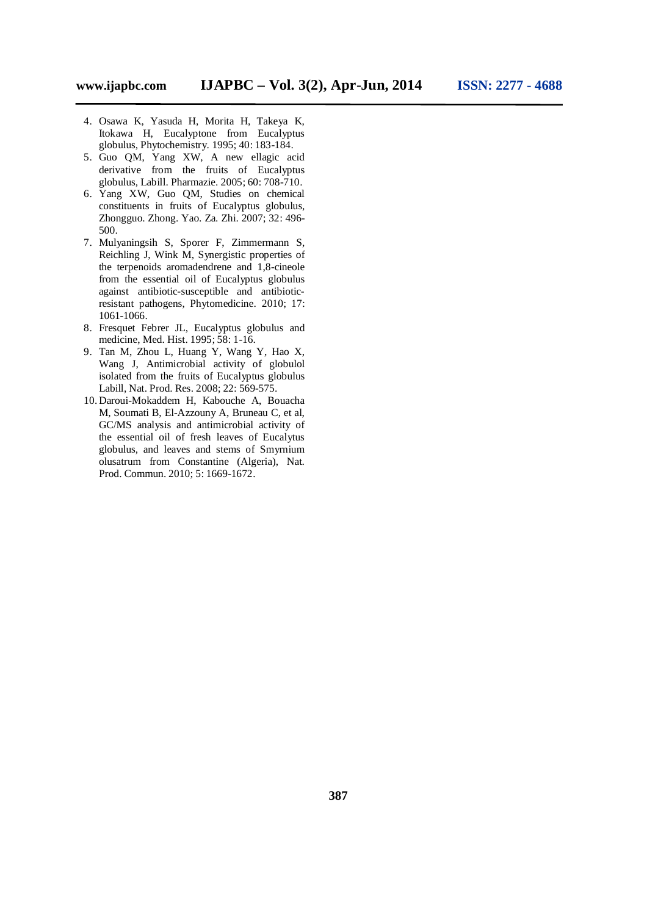4. Osawa K, Yasuda H, Morita H, Takeya K, Itokawa H, Eucalyptone from Eucalyptus globulus, Phytochemistry. 1995; 40: 183-184.
5. Guo QM, Yang XW, A new ellagic acid derivative from the fruits of Eucalyptus globulus, Labill. Pharmazie. 2005; 60: 708-710.
6. Yang XW, Guo QM, Studies on chemical constituents in fruits of Eucalyptus globulus, Zhongguo. Zhong. Yao. Za. Zhi. 2007; 32: 496-500.
7. Mulyaningsih S, Sporer F, Zimmermann S, Reichling J, Wink M, Synergistic properties of the terpenoids aromadendrene and 1,8-cineole from the essential oil of Eucalyptus globulus against antibiotic-susceptible and antibiotic-resistant pathogens, Phytomedicine. 2010; 17: 1061-1066.
8. Fresquet Febrer JL, Eucalyptus globulus and medicine, Med. Hist. 1995; 58: 1-16.
9. Tan M, Zhou L, Huang Y, Wang Y, Hao X, Wang J, Antimicrobial activity of globulol isolated from the fruits of Eucalyptus globulus Labill, Nat. Prod. Res. 2008; 22: 569-575.
10. Daroui-Mokaddem H, Kabouche A, Bouacha M, Soumati B, El-Azzouny A, Bruneau C, et al, GC/MS analysis and antimicrobial activity of the essential oil of fresh leaves of Eucalytus globulus, and leaves and stems of Smyrnium olusatrum from Constantine (Algeria), Nat. Prod. Commun. 2010; 5: 1669-1672.